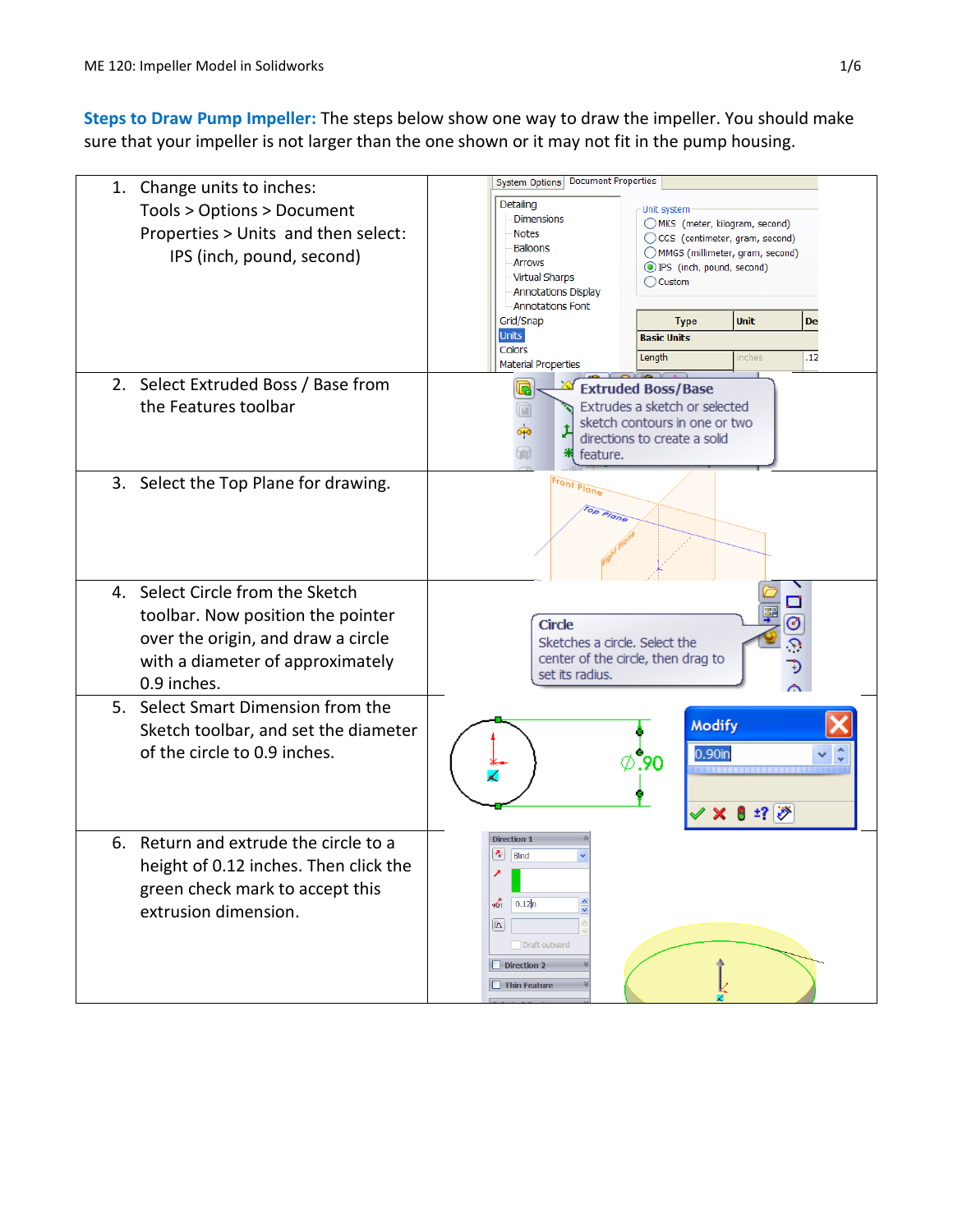**Steps to Draw Pump Impeller:** The steps below show one way to draw the impeller. You should make sure that your impeller is not larger than the one shown or it may not fit in the pump housing.

1. Change units to inches:
   Tools > Options > Document Properties > Units and then select:
   IPS (inch, pound, second)
2. Select Extruded Boss / Base from the Features toolbar
3. Select the Top Plane for drawing.
4. Select Circle from the Sketch toolbar. Now position the pointer over the origin, and draw a circle with a diameter of approximately 0.9 inches.
5. Select Smart Dimension from the Sketch toolbar, and set the diameter of the circle to 0.9 inches.
6. Return and extrude the circle to a height of 0.12 inches. Then click the green check mark to accept this extrusion dimension.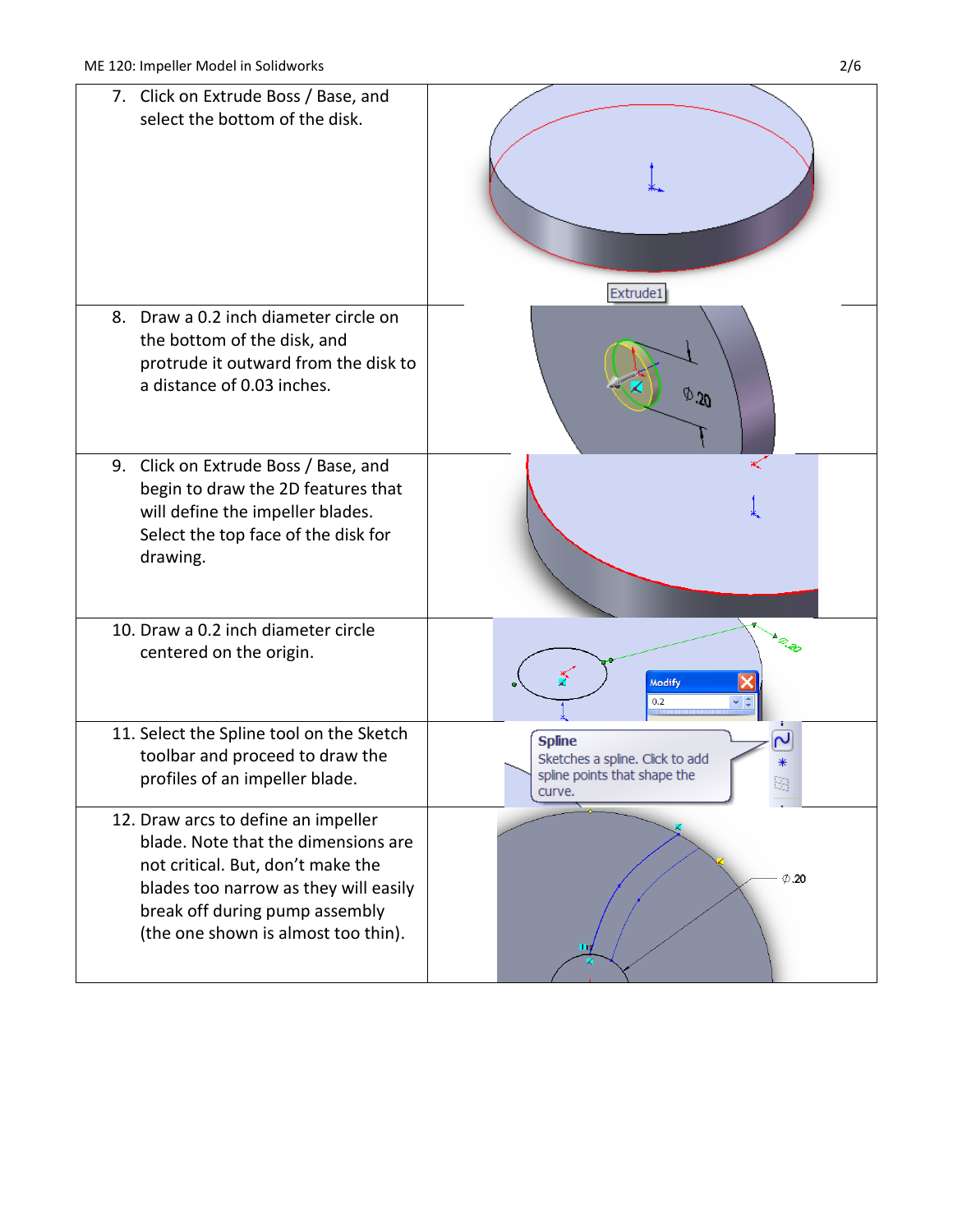7. Click on Extrude Boss / Base, and select the bottom of the disk.

8. Draw a 0.2 inch diameter circle on the bottom of the disk, and protrude it outward from the disk to a distance of 0.03 inches.

9. Click on Extrude Boss / Base, and begin to draw the 2D features that will define the impeller blades. Select the top face of the disk for drawing.

10. Draw a 0.2 inch diameter circle centered on the origin.

11. Select the Spline tool on the Sketch toolbar and proceed to draw the profiles of an impeller blade.

12. Draw arcs to define an impeller blade. Note that the dimensions are not critical. But, don't make the blades too narrow as they will easily break off during pump assembly (the one shown is almost too thin).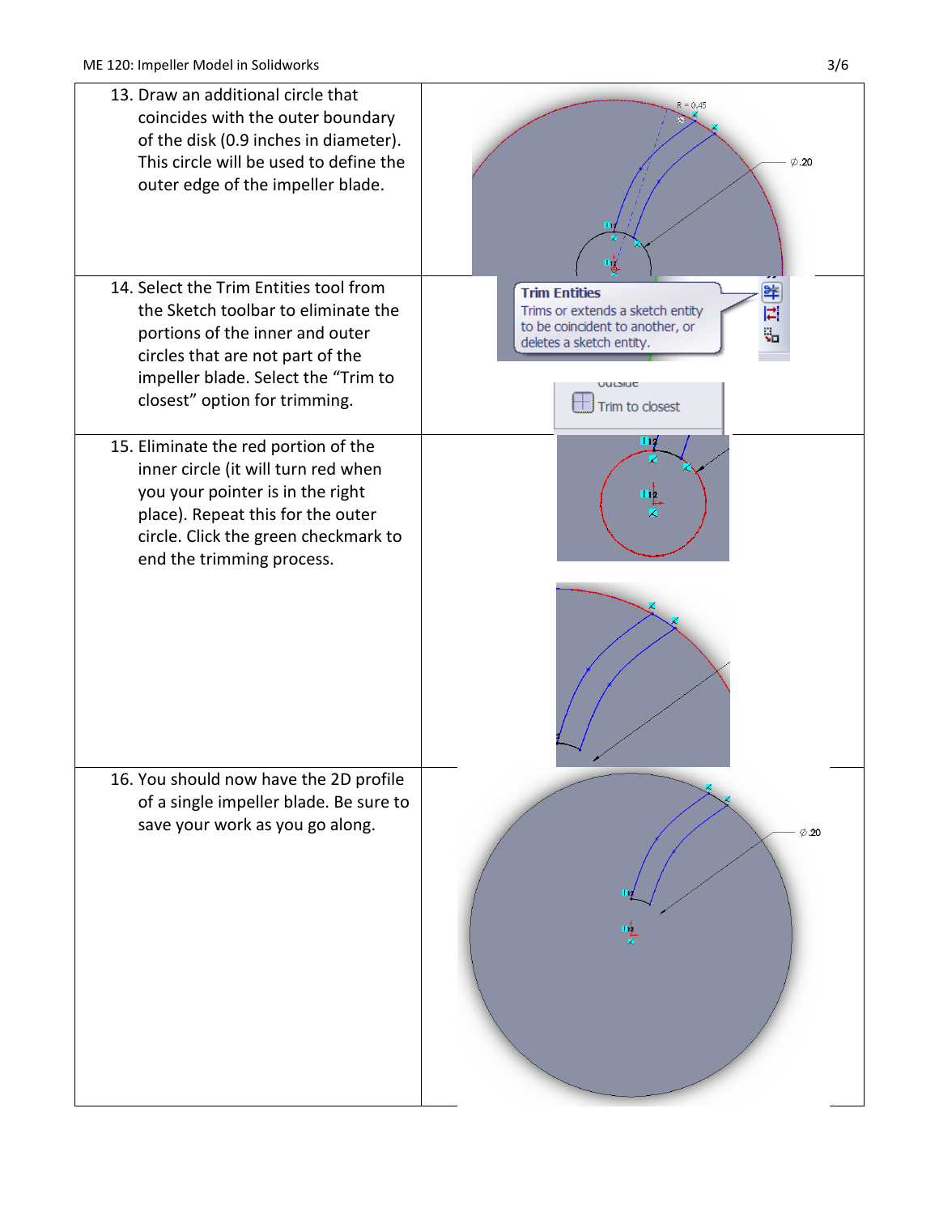13. Draw an additional circle that coincides with the outer boundary of the disk (0.9 inches in diameter). This circle will be used to define the outer edge of the impeller blade.

14. Select the Trim Entities tool from the Sketch toolbar to eliminate the portions of the inner and outer circles that are not part of the impeller blade. Select the "Trim to closest" option for trimming.

15. Eliminate the red portion of the inner circle (it will turn red when you your pointer is in the right place). Repeat this for the outer circle. Click the green checkmark to end the trimming process.

16. You should now have the 2D profile of a single impeller blade. Be sure to save your work as you go along.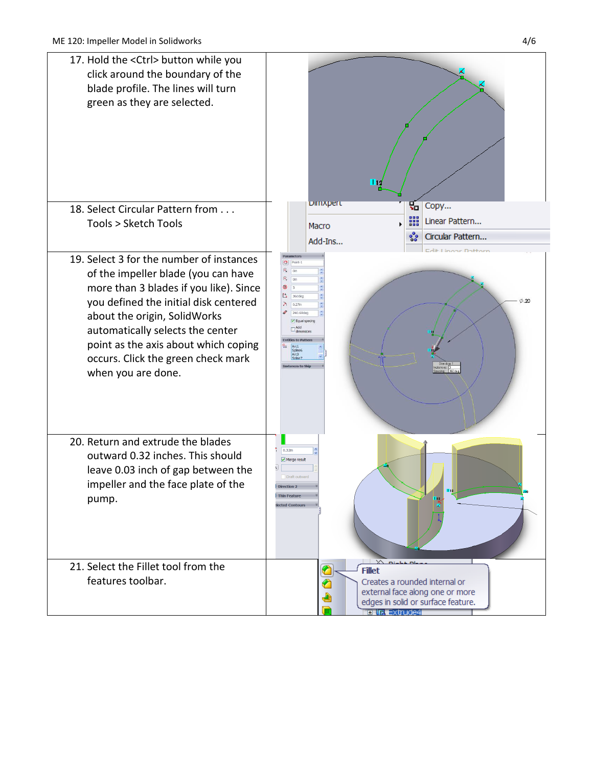17. Hold the <Ctrl> button while you click around the boundary of the blade profile. The lines will turn green as they are selected.

18. Select Circular Pattern from . . . Tools > Sketch Tools

19. Select 3 for the number of instances of the impeller blade (you can have more than 3 blades if you like). Since you defined the initial disk centered about the origin, SolidWorks automatically selects the center point as the axis about which coping occurs. Click the green check mark when you are done.

20. Return and extrude the blades outward 0.32 inches. This should leave 0.03 inch of gap between the impeller and the face plate of the pump.

21. Select the Fillet tool from the features toolbar.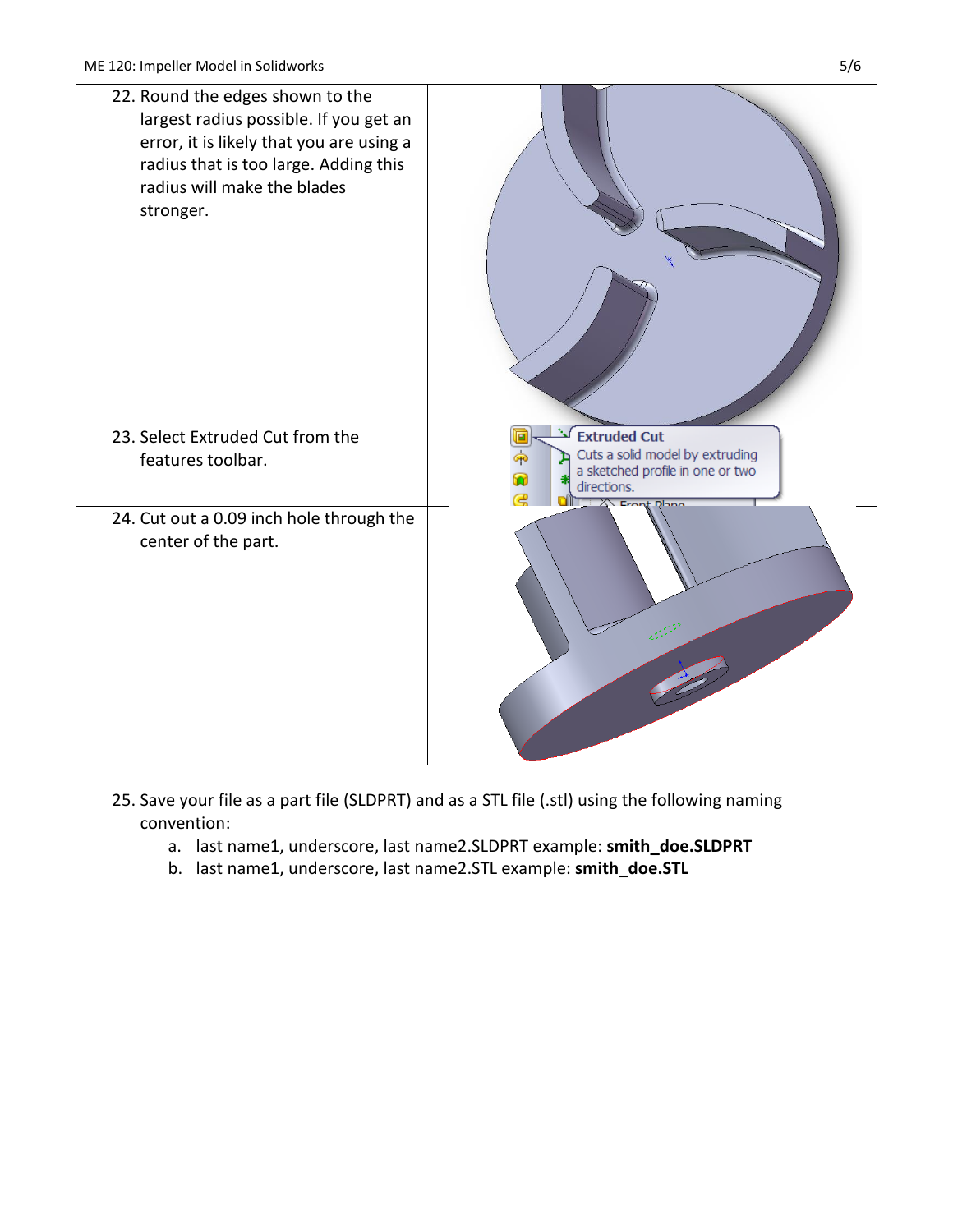| | |
|---|---|
| 22. Round the edges shown to the largest radius possible. If you get an error, it is likely that you are using a radius that is too large. Adding this radius will make the blades stronger. | |
| 23. Select Extruded Cut from the features toolbar. | |
| 24. Cut out a 0.09 inch hole through the center of the part. | |

25. Save your file as a part file (SLDPRT) and as a STL file (.stl) using the following naming convention:
    a. last name1, underscore, last name2.SLDPRT example: **smith_doe.SLDPRT**
    b. last name1, underscore, last name2.STL example: **smith_doe.STL**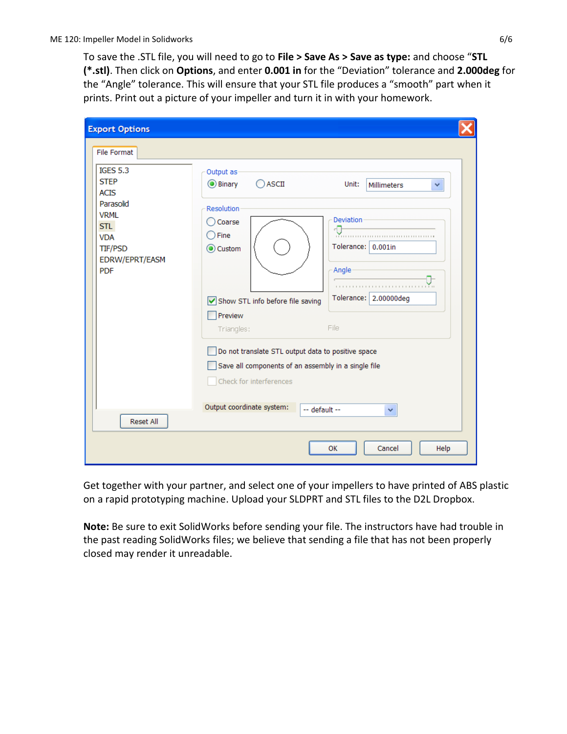To save the .STL file, you will need to go to **File > Save As > Save as type:** and choose "**STL (*.stl)**. Then click on **Options**, and enter **0.001 in** for the "Deviation" tolerance and **2.000deg** for the "Angle" tolerance. This will ensure that your STL file produces a "smooth" part when it prints. Print out a picture of your impeller and turn it in with your homework.

Get together with your partner, and select one of your impellers to have printed of ABS plastic on a rapid prototyping machine. Upload your SLDPRT and STL files to the D2L Dropbox.

**Note:** Be sure to exit SolidWorks before sending your file. The instructors have had trouble in the past reading SolidWorks files; we believe that sending a file that has not been properly closed may render it unreadable.